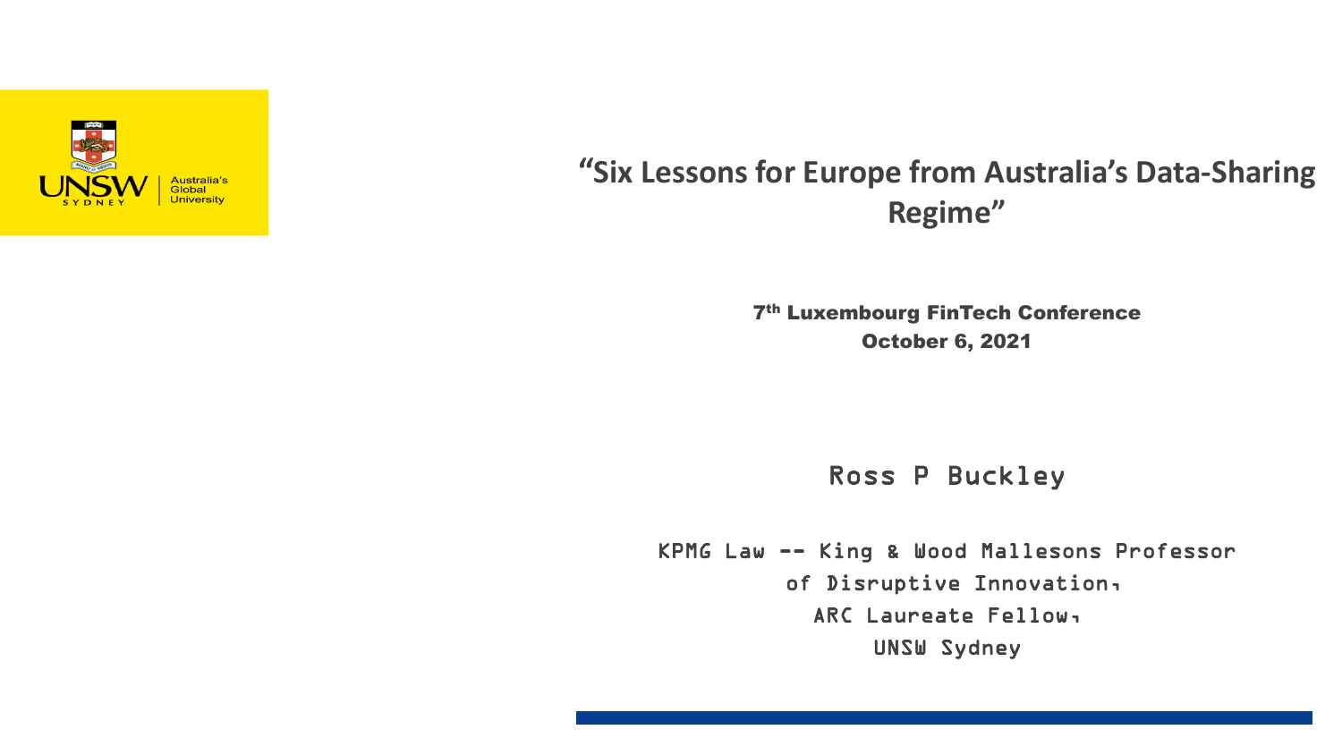UNSW SYDNEY

Australia's Global University

# "Six Lessons for Europe from Australia's Data-Sharing Regime"

**7th Luxembourg FinTech Conference**
**October 6, 2021**

Ross P Buckley

KPMG Law -- King & Wood Mallesons Professor of Disruptive Innovation,
ARC Laureate Fellow,
UNSW Sydney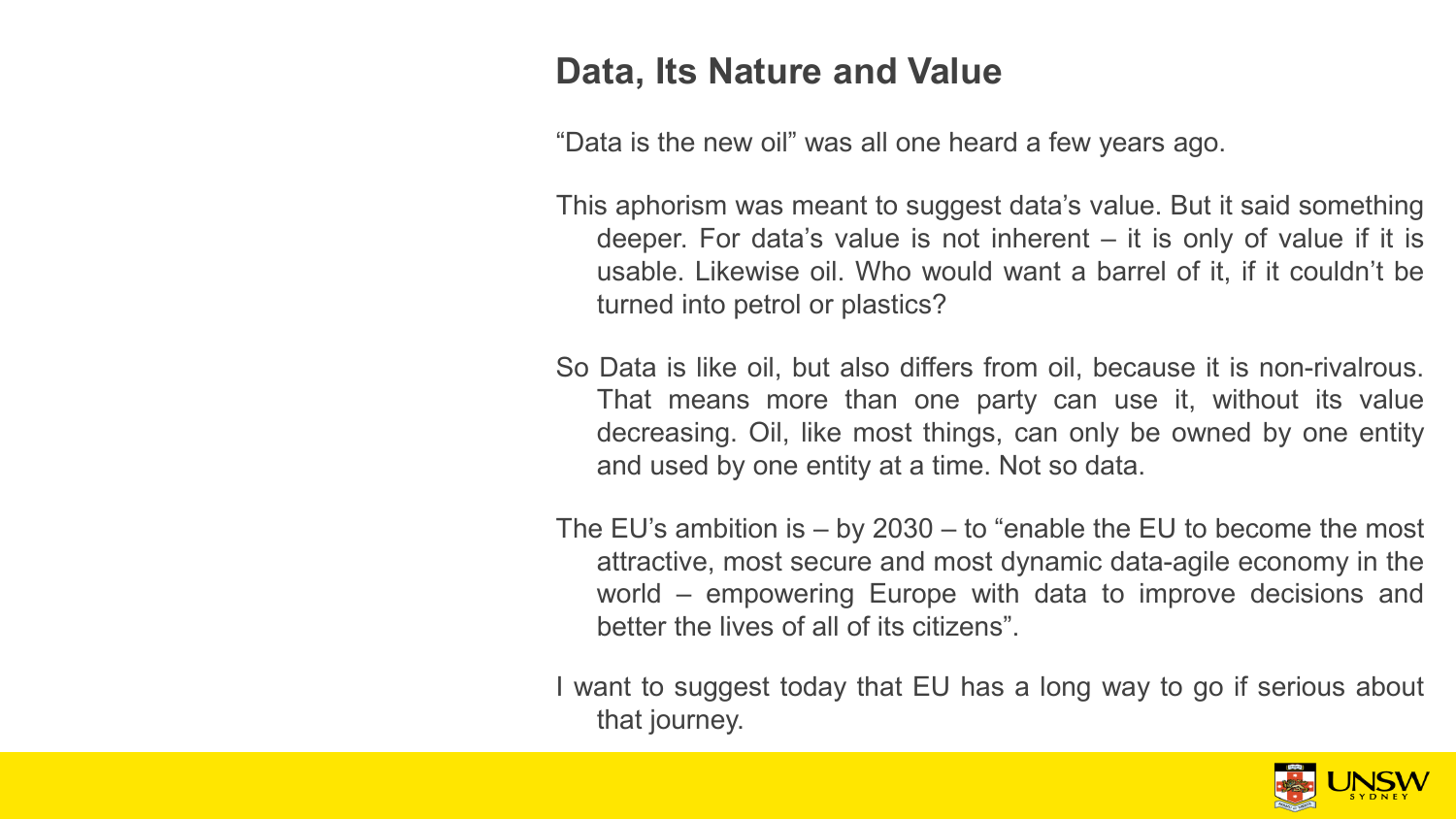## Data, Its Nature and Value

"Data is the new oil" was all one heard a few years ago.

This aphorism was meant to suggest data's value. But it said something deeper. For data's value is not inherent – it is only of value if it is usable. Likewise oil. Who would want a barrel of it, if it couldn't be turned into petrol or plastics?

So Data is like oil, but also differs from oil, because it is non-rivalrous. That means more than one party can use it, without its value decreasing. Oil, like most things, can only be owned by one entity and used by one entity at a time. Not so data.

The EU's ambition is – by 2030 – to "enable the EU to become the most attractive, most secure and most dynamic data-agile economy in the world – empowering Europe with data to improve decisions and better the lives of all of its citizens".

I want to suggest today that EU has a long way to go if serious about that journey.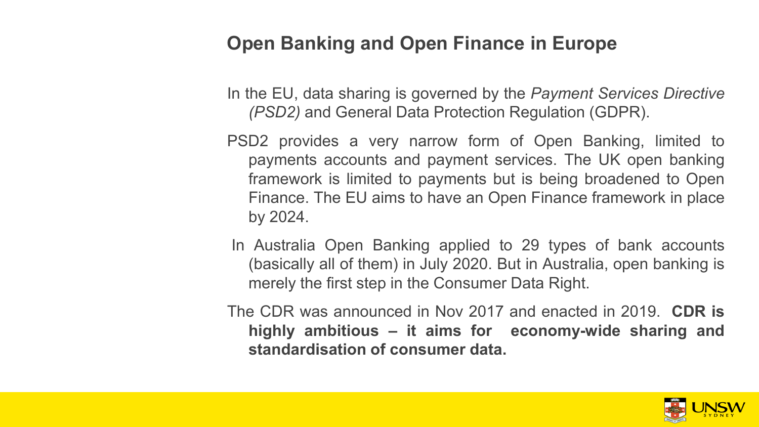## Open Banking and Open Finance in Europe

In the EU, data sharing is governed by the *Payment Services Directive (PSD2)* and General Data Protection Regulation (GDPR).

PSD2 provides a very narrow form of Open Banking, limited to payments accounts and payment services. The UK open banking framework is limited to payments but is being broadened to Open Finance. The EU aims to have an Open Finance framework in place by 2024.

In Australia Open Banking applied to 29 types of bank accounts (basically all of them) in July 2020. But in Australia, open banking is merely the first step in the Consumer Data Right.

The CDR was announced in Nov 2017 and enacted in 2019. **CDR is highly ambitious – it aims for economy-wide sharing and standardisation of consumer data.**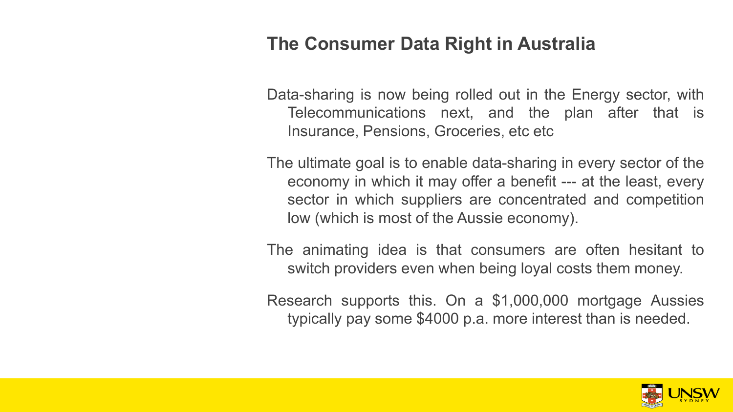## The Consumer Data Right in Australia

Data-sharing is now being rolled out in the Energy sector, with Telecommunications next, and the plan after that is Insurance, Pensions, Groceries, etc etc

The ultimate goal is to enable data-sharing in every sector of the economy in which it may offer a benefit --- at the least, every sector in which suppliers are concentrated and competition low (which is most of the Aussie economy).

The animating idea is that consumers are often hesitant to switch providers even when being loyal costs them money.

Research supports this. On a $1,000,000 mortgage Aussies typically pay some $4000 p.a. more interest than is needed.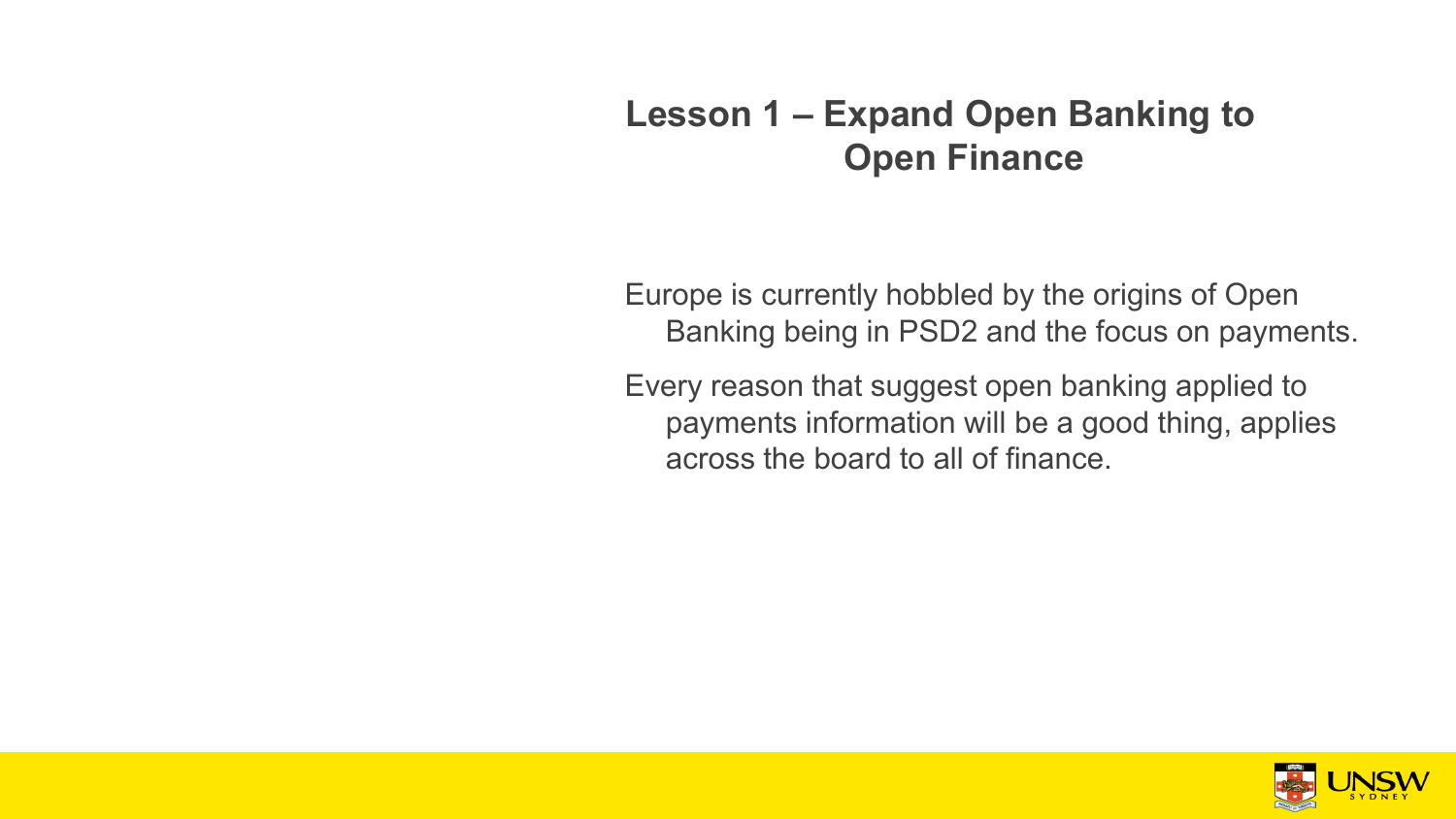# Lesson 1 – Expand Open Banking to Open Finance

Europe is currently hobbled by the origins of Open Banking being in PSD2 and the focus on payments.

Every reason that suggest open banking applied to payments information will be a good thing, applies across the board to all of finance.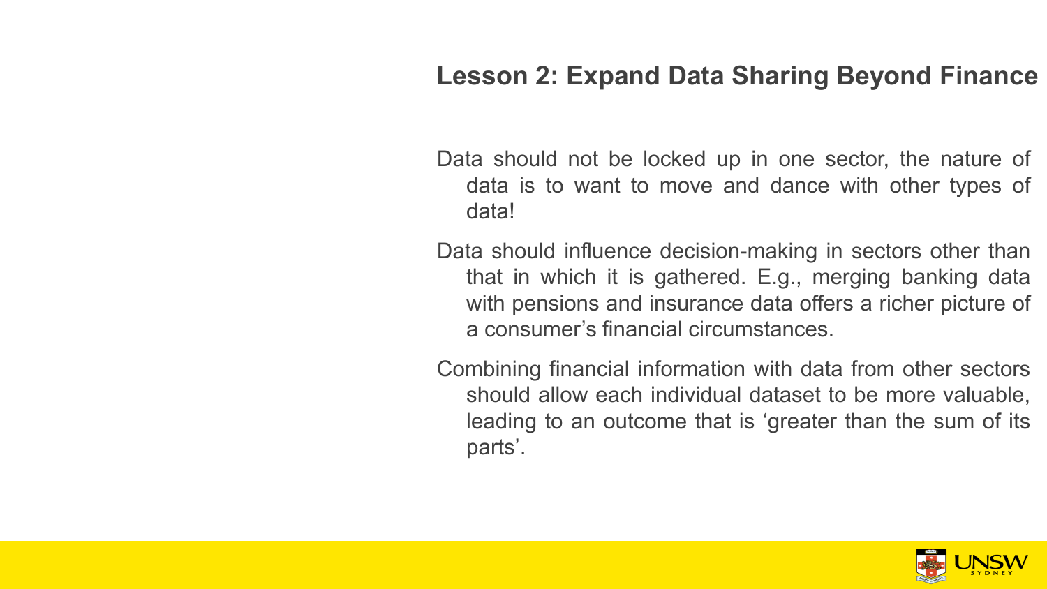## Lesson 2: Expand Data Sharing Beyond Finance

Data should not be locked up in one sector, the nature of data is to want to move and dance with other types of data!

Data should influence decision-making in sectors other than that in which it is gathered. E.g., merging banking data with pensions and insurance data offers a richer picture of a consumer's financial circumstances.

Combining financial information with data from other sectors should allow each individual dataset to be more valuable, leading to an outcome that is 'greater than the sum of its parts'.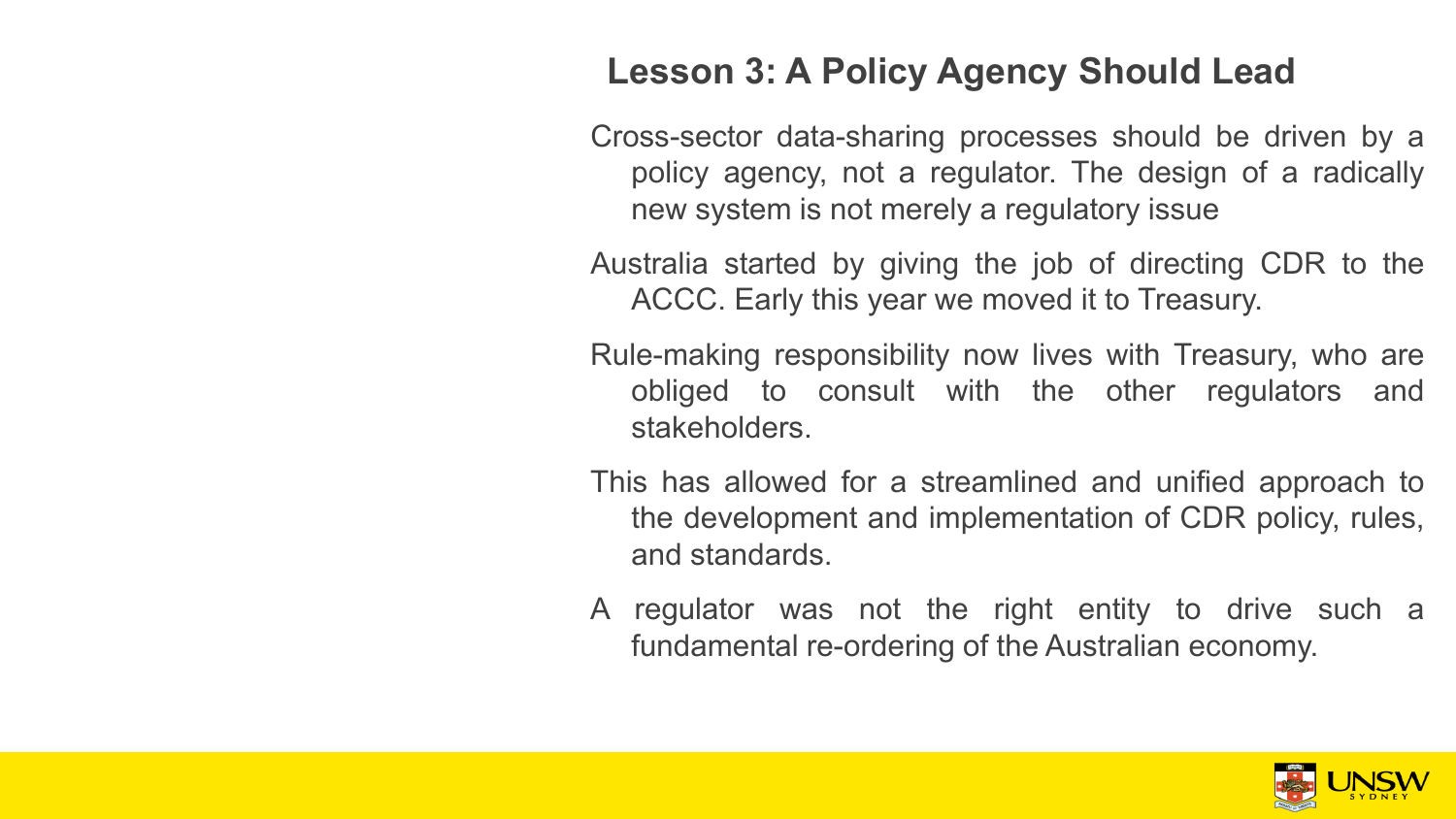## Lesson 3: A Policy Agency Should Lead

Cross-sector data-sharing processes should be driven by a policy agency, not a regulator. The design of a radically new system is not merely a regulatory issue

Australia started by giving the job of directing CDR to the ACCC. Early this year we moved it to Treasury.

Rule-making responsibility now lives with Treasury, who are obliged to consult with the other regulators and stakeholders.

This has allowed for a streamlined and unified approach to the development and implementation of CDR policy, rules, and standards.

A regulator was not the right entity to drive such a fundamental re-ordering of the Australian economy.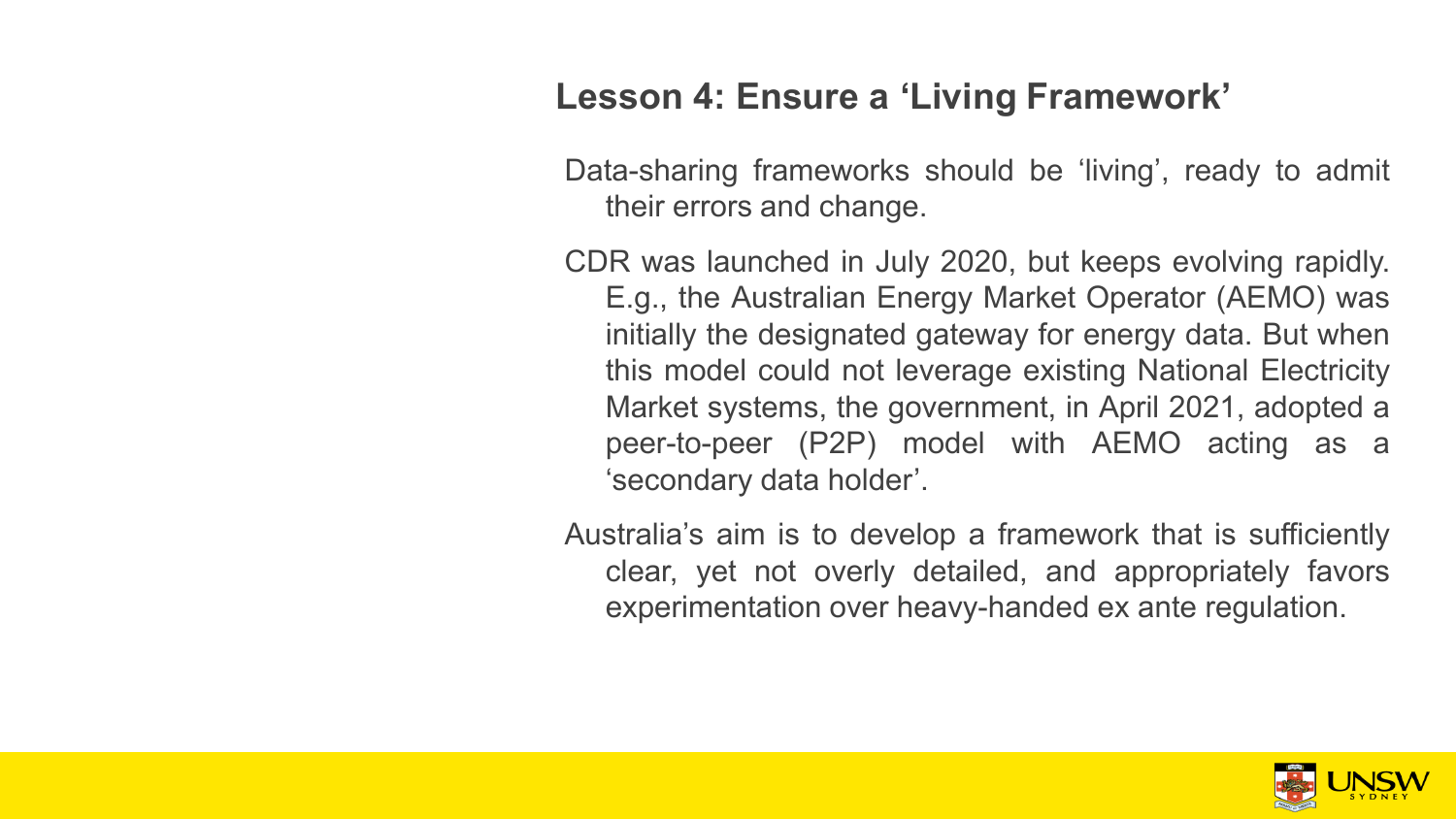## Lesson 4: Ensure a 'Living Framework'

Data-sharing frameworks should be 'living', ready to admit their errors and change.

CDR was launched in July 2020, but keeps evolving rapidly. E.g., the Australian Energy Market Operator (AEMO) was initially the designated gateway for energy data. But when this model could not leverage existing National Electricity Market systems, the government, in April 2021, adopted a peer-to-peer (P2P) model with AEMO acting as a 'secondary data holder'.

Australia's aim is to develop a framework that is sufficiently clear, yet not overly detailed, and appropriately favors experimentation over heavy-handed ex ante regulation.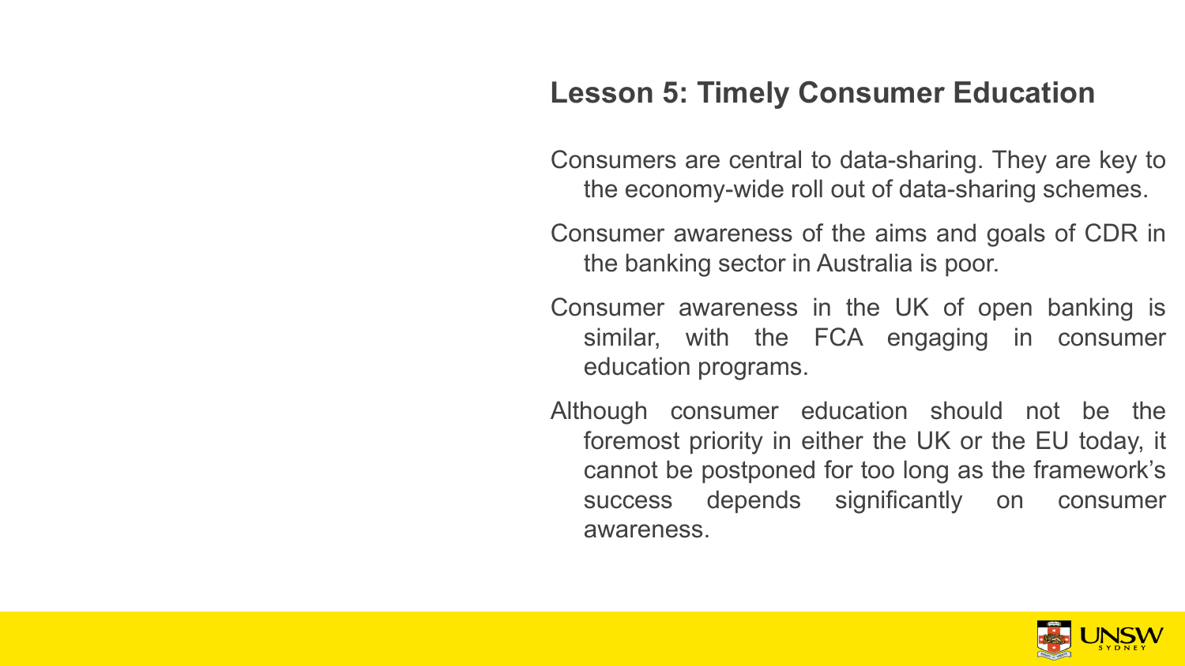## Lesson 5: Timely Consumer Education

Consumers are central to data-sharing. They are key to the economy-wide roll out of data-sharing schemes.

Consumer awareness of the aims and goals of CDR in the banking sector in Australia is poor.

Consumer awareness in the UK of open banking is similar, with the FCA engaging in consumer education programs.

Although consumer education should not be the foremost priority in either the UK or the EU today, it cannot be postponed for too long as the framework's success depends significantly on consumer awareness.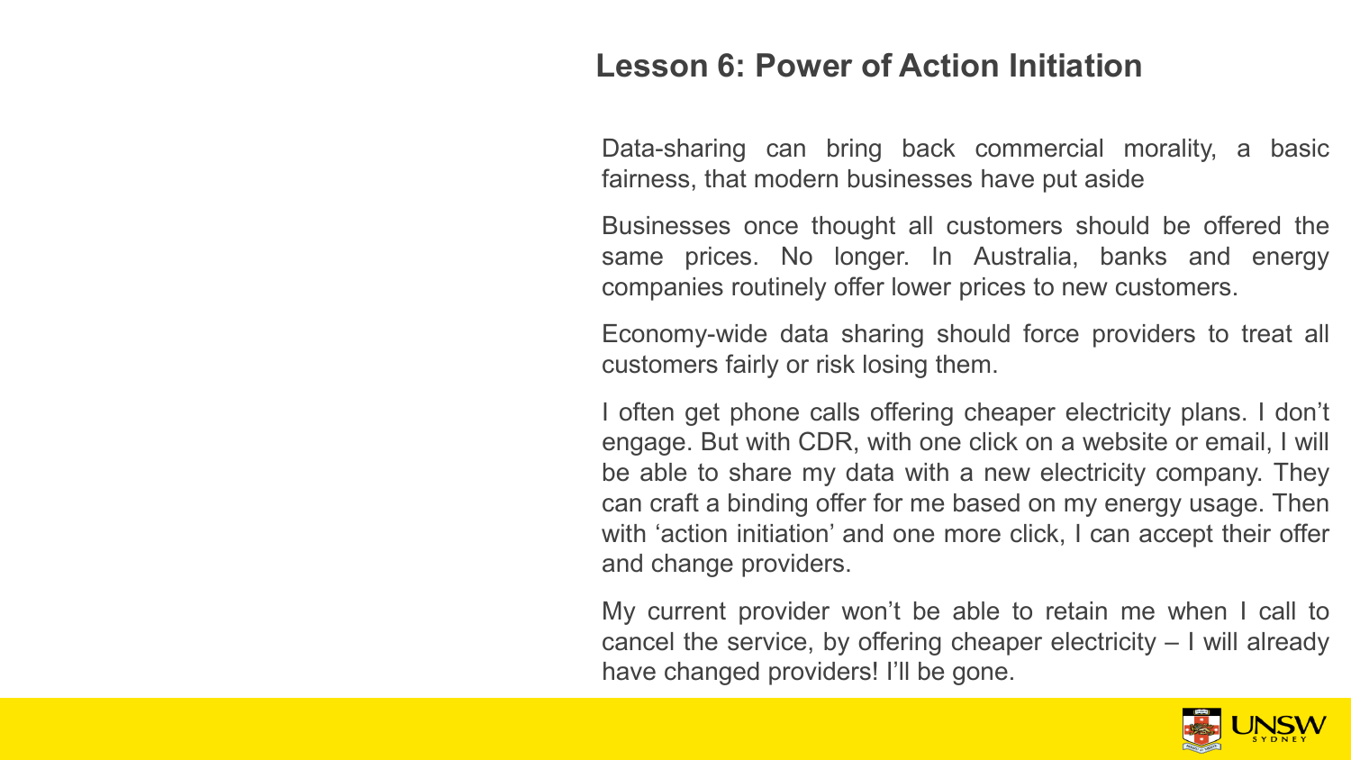# Lesson 6: Power of Action Initiation

Data-sharing can bring back commercial morality, a basic fairness, that modern businesses have put aside

Businesses once thought all customers should be offered the same prices. No longer. In Australia, banks and energy companies routinely offer lower prices to new customers.

Economy-wide data sharing should force providers to treat all customers fairly or risk losing them.

I often get phone calls offering cheaper electricity plans. I don't engage. But with CDR, with one click on a website or email, I will be able to share my data with a new electricity company. They can craft a binding offer for me based on my energy usage. Then with 'action initiation' and one more click, I can accept their offer and change providers.

My current provider won't be able to retain me when I call to cancel the service, by offering cheaper electricity – I will already have changed providers! I'll be gone.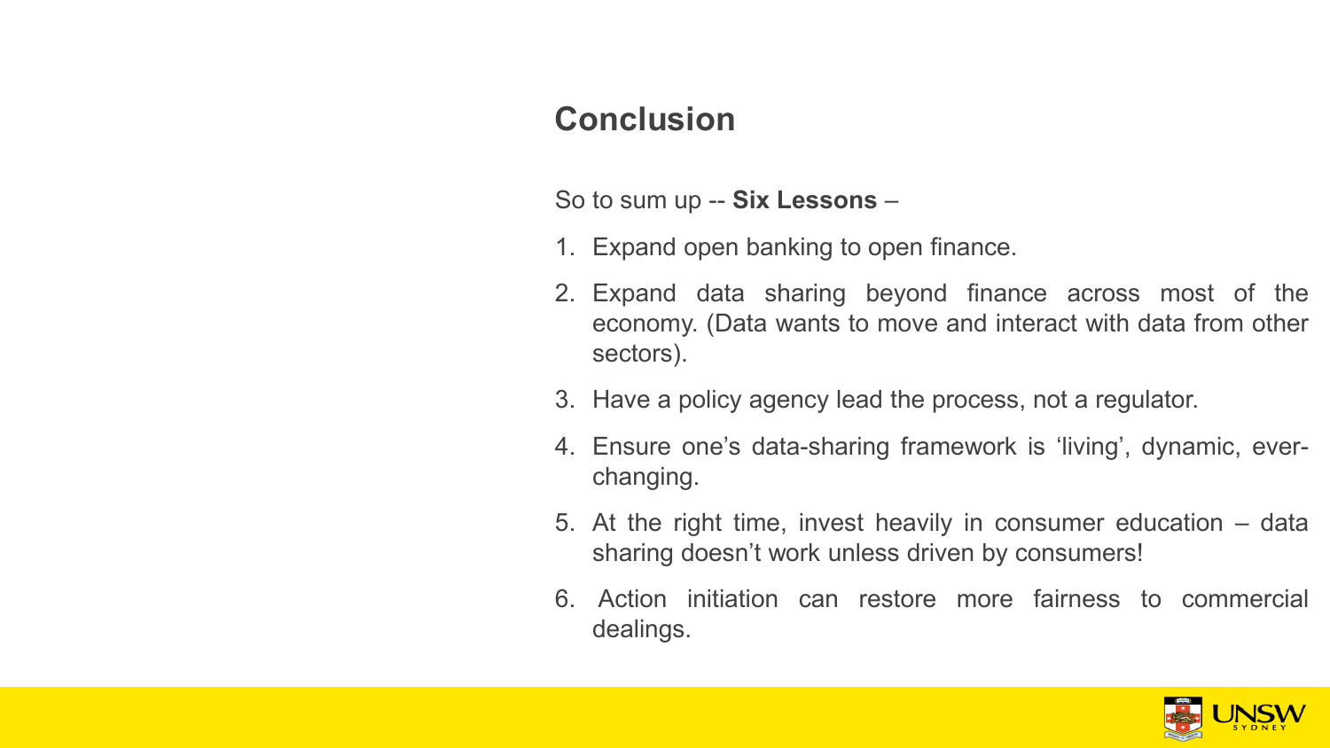## Conclusion

So to sum up -- **Six Lessons** –

1. Expand open banking to open finance.
2. Expand data sharing beyond finance across most of the economy. (Data wants to move and interact with data from other sectors).
3. Have a policy agency lead the process, not a regulator.
4. Ensure one's data-sharing framework is 'living', dynamic, ever-changing.
5. At the right time, invest heavily in consumer education – data sharing doesn't work unless driven by consumers!
6. Action initiation can restore more fairness to commercial dealings.